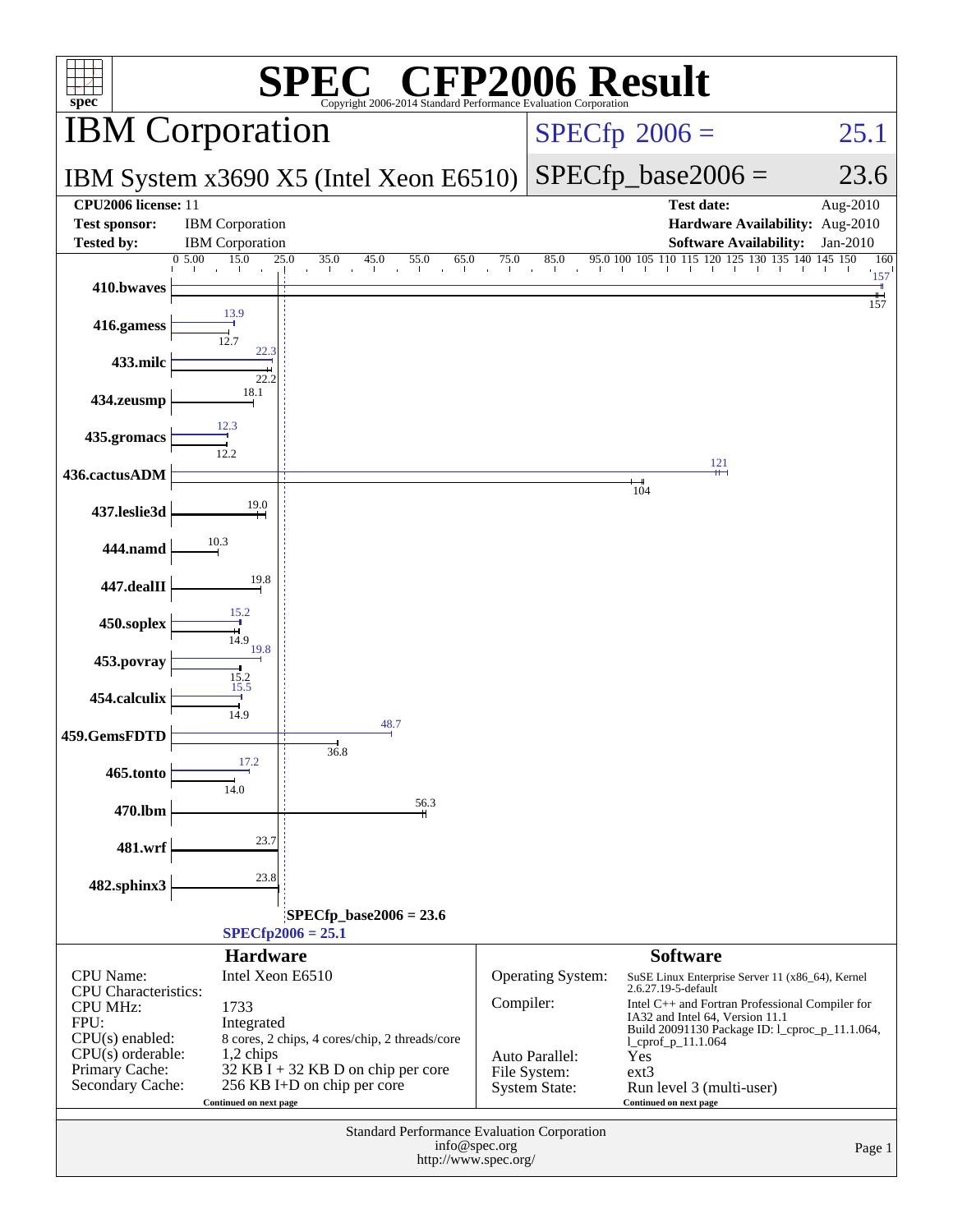# SPEC® CFP2006 Result

Copyright 2006-2014 Standard Performance Evaluation Corporation

## IBM Corporation

## IBM System x3690 X5 (Intel Xeon E6510)

SPECfp 2006 = 25.1

SPECfp_base2006 = 23.6

| | | | |
|---|---|---|---|
| **CPU2006 license:** 11 | | **Test date:** | Aug-2010 |
| **Test sponsor:** | IBM Corporation | **Hardware Availability:** | Aug-2010 |
| **Tested by:** | IBM Corporation | **Software Availability:** | Jan-2010 |

| Benchmark | Peak | Base |
|---|---|---|
| 410.bwaves | 157 | 157 |
| 416.gamess | 13.9 | 12.7 |
| 433.milc | 22.3 | 22.2 |
| 434.zeusmp | | 18.1 |
| 435.gromacs | 12.3 | 12.2 |
| 436.cactusADM | 121 | 104 |
| 437.leslie3d | | 19.0 |
| 444.namd | | 10.3 |
| 447.dealII | | 19.8 |
| 450.soplex | 15.2 | 14.9 |
| 453.povray | 19.8 | 15.2 |
| 454.calculix | 15.5 | 14.9 |
| 459.GemsFDTD | 48.7 | 36.8 |
| 465.tonto | 17.2 | 14.0 |
| 470.lbm | | 56.3 |
| 481.wrf | | 23.7 |
| 482.sphinx3 | | 23.8 |

SPECfp_base2006 = 23.6

SPECfp2006 = 25.1

### Hardware

| | |
|---|---|
| CPU Name: | Intel Xeon E6510 |
| CPU Characteristics: | |
| CPU MHz: | 1733 |
| FPU: | Integrated |
| CPU(s) enabled: | 8 cores, 2 chips, 4 cores/chip, 2 threads/core |
| CPU(s) orderable: | 1,2 chips |
| Primary Cache: | 32 KB I + 32 KB D on chip per core |
| Secondary Cache: | 256 KB I+D on chip per core |

Continued on next page

### Software

| | |
|---|---|
| Operating System: | SuSE Linux Enterprise Server 11 (x86_64), Kernel 2.6.27.19-5-default |
| Compiler: | Intel C++ and Fortran Professional Compiler for IA32 and Intel 64, Version 11.1 Build 20091130 Package ID: l_cproc_p_11.1.064, l_cprof_p_11.1.064 |
| Auto Parallel: | Yes |
| File System: | ext3 |
| System State: | Run level 3 (multi-user) |

Continued on next page

Standard Performance Evaluation Corporation
info@spec.org
http://www.spec.org/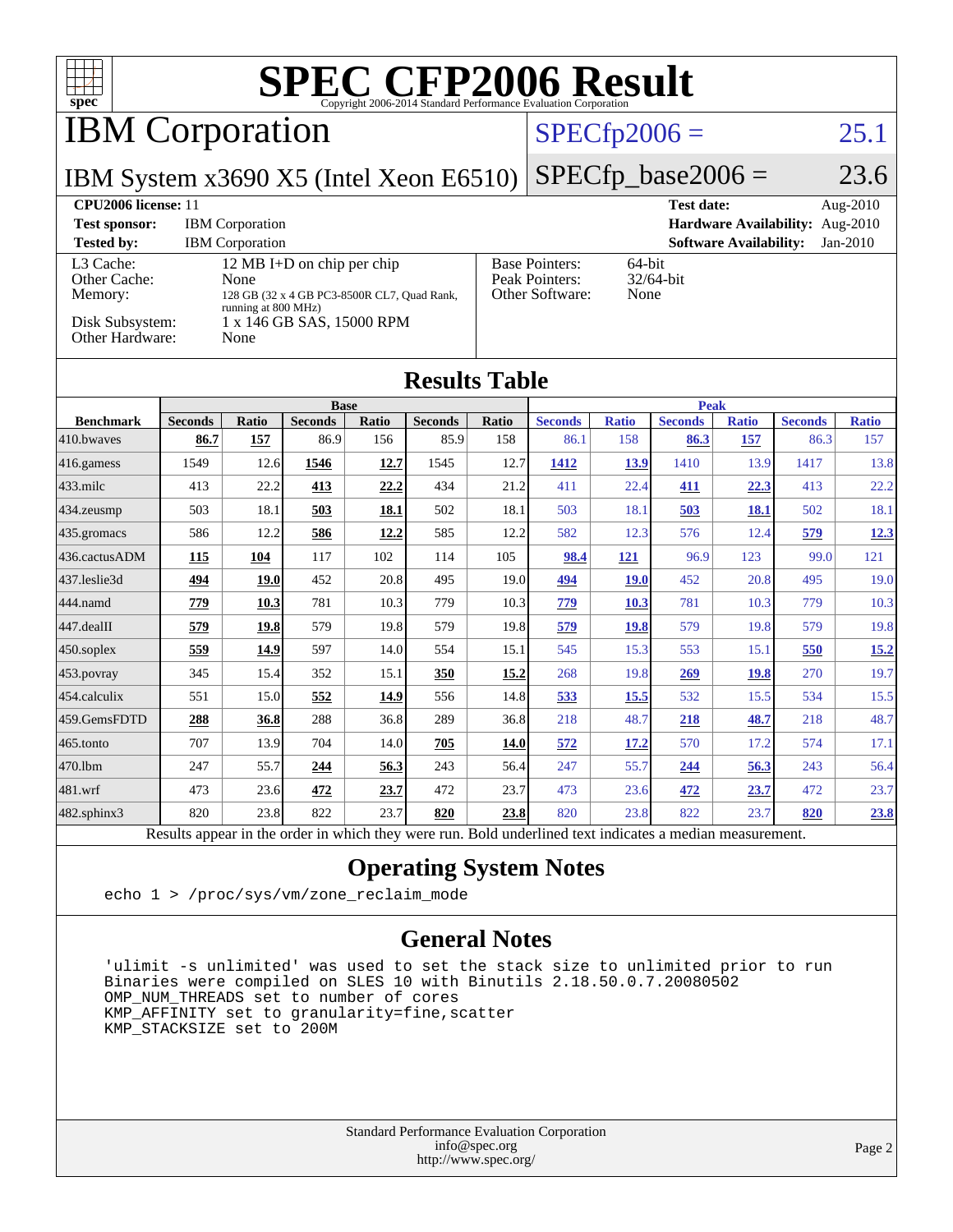# SPEC CFP2006 Result

Copyright 2006-2014 Standard Performance Evaluation Corporation

## IBM Corporation

**SPECfp2006 = 25.1**

IBM System x3690 X5 (Intel Xeon E6510)

**SPECfp_base2006 = 23.6**

**CPU2006 license:** 11
**Test sponsor:** IBM Corporation
**Tested by:** IBM Corporation

**Test date:** Aug-2010
**Hardware Availability:** Aug-2010
**Software Availability:** Jan-2010

| | |
|---|---|
| L3 Cache: | 12 MB I+D on chip per chip |
| Other Cache: | None |
| Memory: | 128 GB (32 x 4 GB PC3-8500R CL7, Quad Rank, running at 800 MHz) |
| Disk Subsystem: | 1 x 146 GB SAS, 15000 RPM |
| Other Hardware: | None |

| | |
|---|---|
| Base Pointers: | 64-bit |
| Peak Pointers: | 32/64-bit |
| Other Software: | None |

## Results Table

| Benchmark | Base | | | | | | Peak | | | | | |
|---|---|---|---|---|---|---|---|---|---|---|---|---|
| | Seconds | Ratio | Seconds | Ratio | Seconds | Ratio | Seconds | Ratio | Seconds | Ratio | Seconds | Ratio |
| 410.bwaves | **86.7** | **157** | 86.9 | 156 | 85.9 | 158 | 86.1 | 158 | **86.3** | **157** | 86.3 | 157 |
| 416.gamess | 1549 | 12.6 | **1546** | **12.7** | 1545 | 12.7 | **1412** | **13.9** | 1410 | 13.9 | 1417 | 13.8 |
| 433.milc | 413 | 22.2 | **413** | **22.2** | 434 | 21.2 | 411 | 22.4 | **411** | **22.3** | 413 | 22.2 |
| 434.zeusmp | 503 | 18.1 | **503** | **18.1** | 502 | 18.1 | 503 | 18.1 | **503** | **18.1** | 502 | 18.1 |
| 435.gromacs | 586 | 12.2 | **586** | **12.2** | 585 | 12.2 | 582 | 12.3 | 576 | 12.4 | **579** | **12.3** |
| 436.cactusADM | **115** | **104** | 117 | 102 | 114 | 105 | **98.4** | **121** | 96.9 | 123 | 99.0 | 121 |
| 437.leslie3d | **494** | **19.0** | 452 | 20.8 | 495 | 19.0 | **494** | **19.0** | 452 | 20.8 | 495 | 19.0 |
| 444.namd | **779** | **10.3** | 781 | 10.3 | 779 | 10.3 | **779** | **10.3** | 781 | 10.3 | 779 | 10.3 |
| 447.dealII | **579** | **19.8** | 579 | 19.8 | 579 | 19.8 | **579** | **19.8** | 579 | 19.8 | 579 | 19.8 |
| 450.soplex | **559** | **14.9** | 597 | 14.0 | 554 | 15.1 | 545 | 15.3 | 553 | 15.1 | **550** | **15.2** |
| 453.povray | 345 | 15.4 | 352 | 15.1 | **350** | **15.2** | 268 | 19.8 | **269** | **19.8** | 270 | 19.7 |
| 454.calculix | 551 | 15.0 | **552** | **14.9** | 556 | 14.8 | **533** | **15.5** | 532 | 15.5 | 534 | 15.5 |
| 459.GemsFDTD | **288** | **36.8** | 288 | 36.8 | 289 | 36.8 | 218 | 48.7 | **218** | **48.7** | 218 | 48.7 |
| 465.tonto | 707 | 13.9 | 704 | 14.0 | **705** | **14.0** | **572** | **17.2** | 570 | 17.2 | 574 | 17.1 |
| 470.lbm | 247 | 55.7 | **244** | **56.3** | 243 | 56.4 | 247 | 55.7 | **244** | **56.3** | 243 | 56.4 |
| 481.wrf | 473 | 23.6 | **472** | **23.7** | 472 | 23.7 | 473 | 23.6 | **472** | **23.7** | 472 | 23.7 |
| 482.sphinx3 | 820 | 23.8 | 822 | 23.7 | **820** | **23.8** | 820 | 23.8 | 822 | 23.7 | **820** | **23.8** |

Results appear in the order in which they were run. Bold underlined text indicates a median measurement.

## Operating System Notes

```
echo 1 > /proc/sys/vm/zone_reclaim_mode
```

## General Notes

```
'ulimit -s unlimited' was used to set the stack size to unlimited prior to run
Binaries were compiled on SLES 10 with Binutils 2.18.50.0.7.20080502
OMP_NUM_THREADS set to number of cores
KMP_AFFINITY set to granularity=fine,scatter
KMP_STACKSIZE set to 200M
```

Standard Performance Evaluation Corporation
info@spec.org
http://www.spec.org/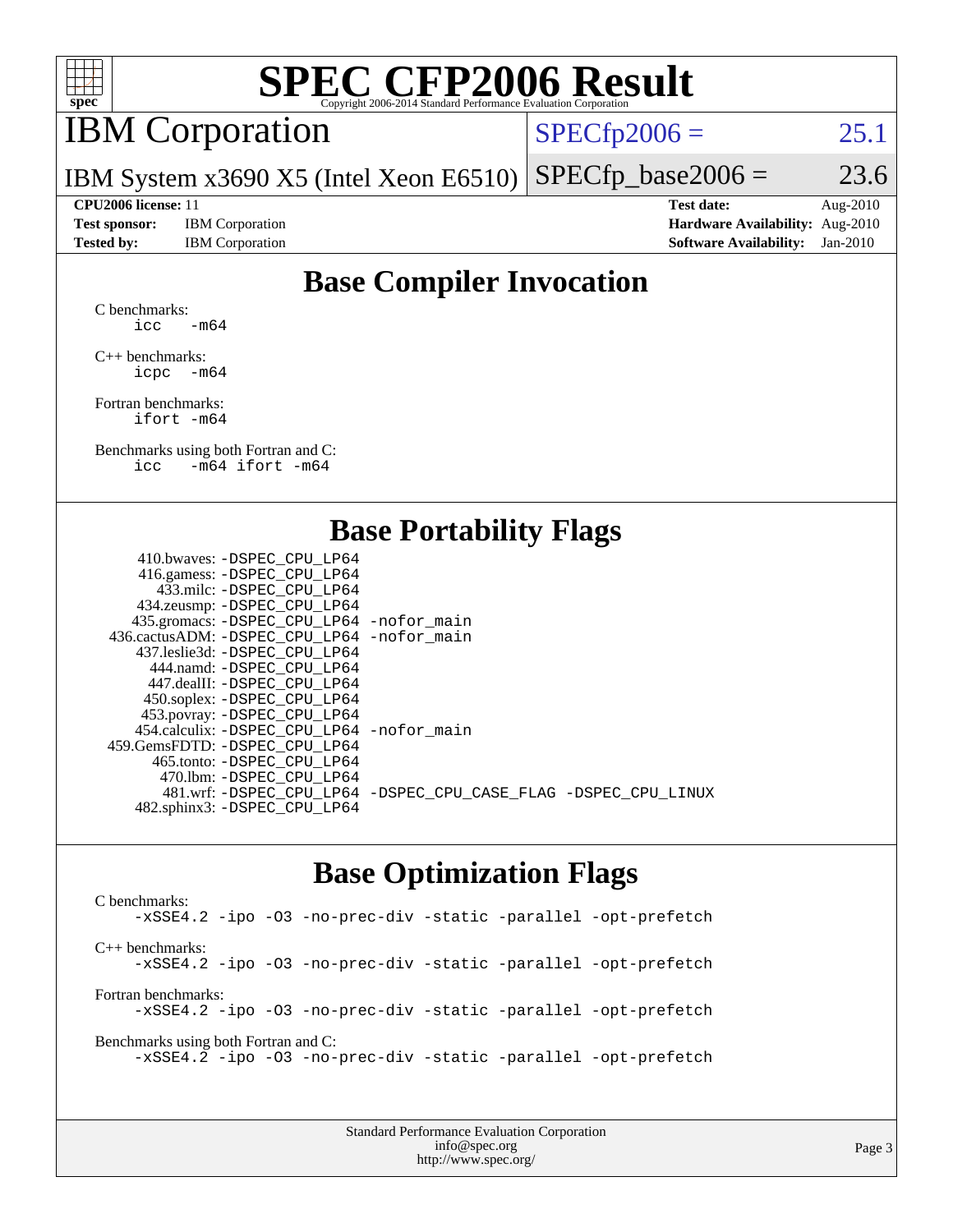# SPEC CFP2006 Result

Copyright 2006-2014 Standard Performance Evaluation Corporation

## IBM Corporation

IBM System x3690 X5 (Intel Xeon E6510)

SPECfp2006 = 25.1

SPECfp_base2006 = 23.6

**CPU2006 license:** 11
**Test sponsor:** IBM Corporation
**Tested by:** IBM Corporation

**Test date:** Aug-2010
**Hardware Availability:** Aug-2010
**Software Availability:** Jan-2010

## Base Compiler Invocation

C benchmarks:
```
icc   -m64
```

C++ benchmarks:
```
icpc  -m64
```

Fortran benchmarks:
```
ifort -m64
```

Benchmarks using both Fortran and C:
```
icc   -m64 ifort -m64
```

## Base Portability Flags

| Benchmark | Flags |
|---|---|
| 410.bwaves: | -DSPEC_CPU_LP64 |
| 416.gamess: | -DSPEC_CPU_LP64 |
| 433.milc: | -DSPEC_CPU_LP64 |
| 434.zeusmp: | -DSPEC_CPU_LP64 |
| 435.gromacs: | -DSPEC_CPU_LP64 -nofor_main |
| 436.cactusADM: | -DSPEC_CPU_LP64 -nofor_main |
| 437.leslie3d: | -DSPEC_CPU_LP64 |
| 444.namd: | -DSPEC_CPU_LP64 |
| 447.dealII: | -DSPEC_CPU_LP64 |
| 450.soplex: | -DSPEC_CPU_LP64 |
| 453.povray: | -DSPEC_CPU_LP64 |
| 454.calculix: | -DSPEC_CPU_LP64 -nofor_main |
| 459.GemsFDTD: | -DSPEC_CPU_LP64 |
| 465.tonto: | -DSPEC_CPU_LP64 |
| 470.lbm: | -DSPEC_CPU_LP64 |
| 481.wrf: | -DSPEC_CPU_LP64 -DSPEC_CPU_CASE_FLAG -DSPEC_CPU_LINUX |
| 482.sphinx3: | -DSPEC_CPU_LP64 |

## Base Optimization Flags

C benchmarks:
```
-xSSE4.2 -ipo -O3 -no-prec-div -static -parallel -opt-prefetch
```

C++ benchmarks:
```
-xSSE4.2 -ipo -O3 -no-prec-div -static -parallel -opt-prefetch
```

Fortran benchmarks:
```
-xSSE4.2 -ipo -O3 -no-prec-div -static -parallel -opt-prefetch
```

Benchmarks using both Fortran and C:
```
-xSSE4.2 -ipo -O3 -no-prec-div -static -parallel -opt-prefetch
```

Standard Performance Evaluation Corporation
info@spec.org
http://www.spec.org/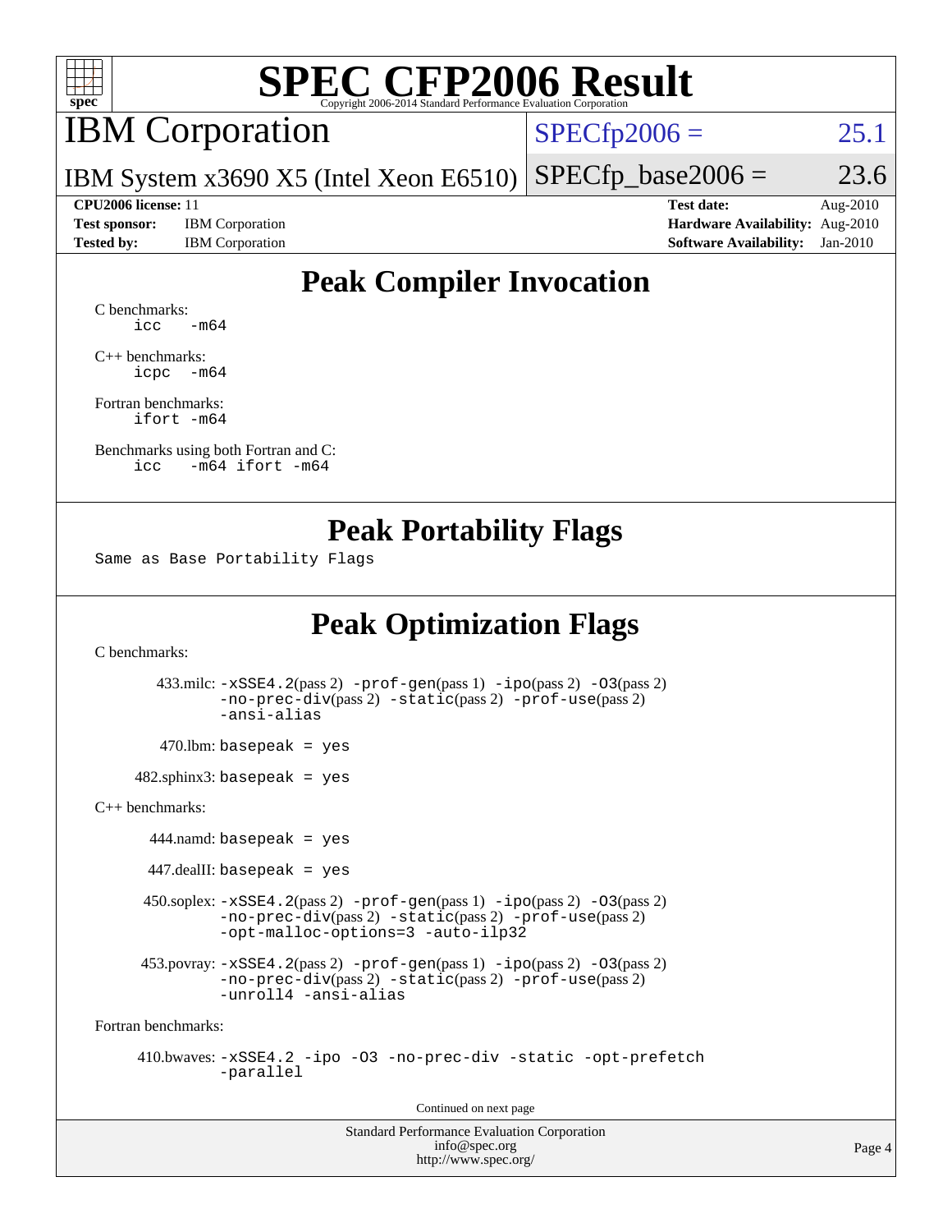# SPEC CFP2006 Result

Copyright 2006-2014 Standard Performance Evaluation Corporation

## IBM Corporation

IBM System x3690 X5 (Intel Xeon E6510)

SPECfp2006 = 25.1

SPECfp_base2006 = 23.6

**CPU2006 license:** 11
**Test sponsor:** IBM Corporation
**Tested by:** IBM Corporation

**Test date:** Aug-2010
**Hardware Availability:** Aug-2010
**Software Availability:** Jan-2010

## Peak Compiler Invocation

C benchmarks:
```
icc   -m64
```

C++ benchmarks:
```
icpc  -m64
```

Fortran benchmarks:
```
ifort -m64
```

Benchmarks using both Fortran and C:
```
icc   -m64 ifort -m64
```

## Peak Portability Flags

Same as Base Portability Flags

## Peak Optimization Flags

C benchmarks:

433.milc: -xSSE4.2(pass 2) -prof-gen(pass 1) -ipo(pass 2) -O3(pass 2) -no-prec-div(pass 2) -static(pass 2) -prof-use(pass 2) -ansi-alias

470.lbm: basepeak = yes

482.sphinx3: basepeak = yes

C++ benchmarks:

444.namd: basepeak = yes

447.dealII: basepeak = yes

450.soplex: -xSSE4.2(pass 2) -prof-gen(pass 1) -ipo(pass 2) -O3(pass 2) -no-prec-div(pass 2) -static(pass 2) -prof-use(pass 2) -opt-malloc-options=3 -auto-ilp32

453.povray: -xSSE4.2(pass 2) -prof-gen(pass 1) -ipo(pass 2) -O3(pass 2) -no-prec-div(pass 2) -static(pass 2) -prof-use(pass 2) -unroll4 -ansi-alias

Fortran benchmarks:

410.bwaves: -xSSE4.2 -ipo -O3 -no-prec-div -static -opt-prefetch -parallel

Continued on next page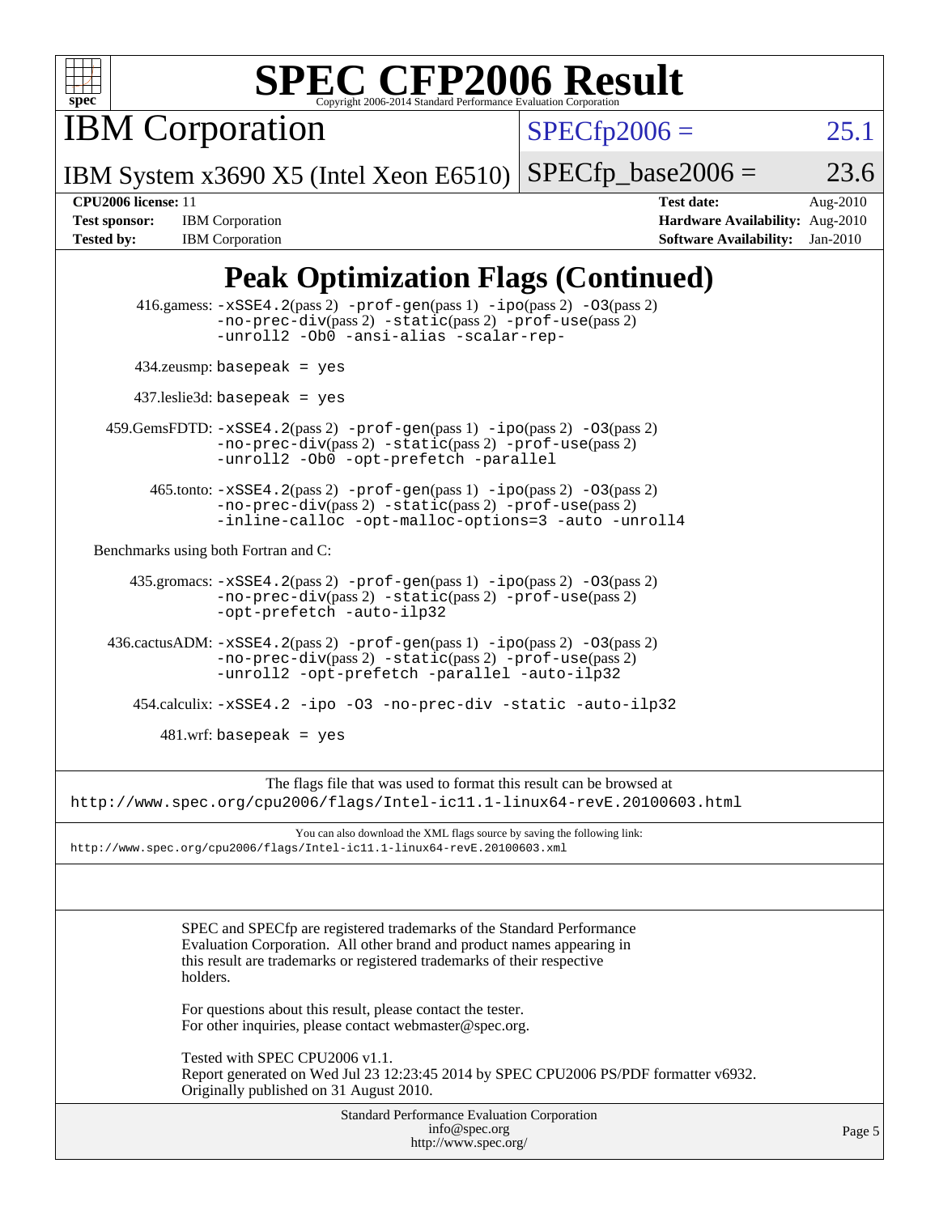# SPEC CFP2006 Result

Copyright 2006-2014 Standard Performance Evaluation Corporation

**IBM Corporation**

IBM System x3690 X5 (Intel Xeon E6510)

SPECfp2006 = 25.1

SPECfp_base2006 = 23.6

| | | | |
|---|---|---|---|
| **CPU2006 license:** 11 | | **Test date:** | Aug-2010 |
| **Test sponsor:** | IBM Corporation | **Hardware Availability:** | Aug-2010 |
| **Tested by:** | IBM Corporation | **Software Availability:** | Jan-2010 |

## Peak Optimization Flags (Continued)

416.gamess: -xSSE4.2(pass 2) -prof-gen(pass 1) -ipo(pass 2) -O3(pass 2) -no-prec-div(pass 2) -static(pass 2) -prof-use(pass 2) -unroll2 -Ob0 -ansi-alias -scalar-rep-

434.zeusmp: basepeak = yes

437.leslie3d: basepeak = yes

459.GemsFDTD: -xSSE4.2(pass 2) -prof-gen(pass 1) -ipo(pass 2) -O3(pass 2) -no-prec-div(pass 2) -static(pass 2) -prof-use(pass 2) -unroll2 -Ob0 -opt-prefetch -parallel

465.tonto: -xSSE4.2(pass 2) -prof-gen(pass 1) -ipo(pass 2) -O3(pass 2) -no-prec-div(pass 2) -static(pass 2) -prof-use(pass 2) -inline-calloc -opt-malloc-options=3 -auto -unroll4

Benchmarks using both Fortran and C:

435.gromacs: -xSSE4.2(pass 2) -prof-gen(pass 1) -ipo(pass 2) -O3(pass 2) -no-prec-div(pass 2) -static(pass 2) -prof-use(pass 2) -opt-prefetch -auto-ilp32

436.cactusADM: -xSSE4.2(pass 2) -prof-gen(pass 1) -ipo(pass 2) -O3(pass 2) -no-prec-div(pass 2) -static(pass 2) -prof-use(pass 2) -unroll2 -opt-prefetch -parallel -auto-ilp32

454.calculix: -xSSE4.2 -ipo -O3 -no-prec-div -static -auto-ilp32

481.wrf: basepeak = yes

The flags file that was used to format this result can be browsed at
http://www.spec.org/cpu2006/flags/Intel-ic11.1-linux64-revE.20100603.html

You can also download the XML flags source by saving the following link:
http://www.spec.org/cpu2006/flags/Intel-ic11.1-linux64-revE.20100603.xml

SPEC and SPECfp are registered trademarks of the Standard Performance Evaluation Corporation. All other brand and product names appearing in this result are trademarks or registered trademarks of their respective holders.

For questions about this result, please contact the tester.
For other inquiries, please contact webmaster@spec.org.

Tested with SPEC CPU2006 v1.1.
Report generated on Wed Jul 23 12:23:45 2014 by SPEC CPU2006 PS/PDF formatter v6932.
Originally published on 31 August 2010.

Standard Performance Evaluation Corporation
info@spec.org
http://www.spec.org/